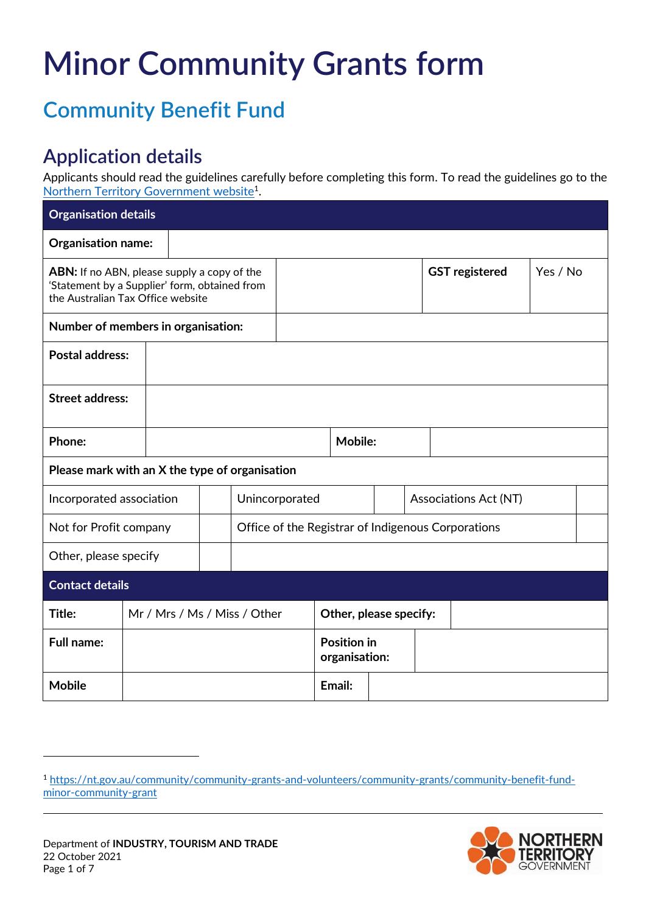# Minor Community Grants form

## Community Benefit Fund

## Application details

Applicants should read the guidelines carefully before completing this form. To read the guidelines go to the Northern Territory Government website[1].

| Organisation details | | | |
|---|---|---|---|
| **Organisation name:** | | | |
| **ABN:** If no ABN, please supply a copy of the 'Statement by a Supplier' form, obtained from the Australian Tax Office website | | **GST registered** | Yes / No |
| **Number of members in organisation:** | | | |
| **Postal address:** | | | |
| **Street address:** | | | |
| **Phone:** | | **Mobile:** | |

| Please mark with an X the type of organisation | | | | | |
|---|---|---|---|---|---|
| Incorporated association | | Unincorporated | | Associations Act (NT) | |
| Not for Profit company | | Office of the Registrar of Indigenous Corporations | | | |
| Other, please specify | | | | | |

| Contact details | | | |
|---|---|---|---|
| **Title:** | Mr / Mrs / Ms / Miss / Other | **Other, please specify:** | |
| **Full name:** | | **Position in organisation:** | |
| **Mobile** | | **Email:** | |

[1] https://nt.gov.au/community/community-grants-and-volunteers/community-grants/community-benefit-fund-minor-community-grant

Department of **INDUSTRY, TOURISM AND TRADE**
22 October 2021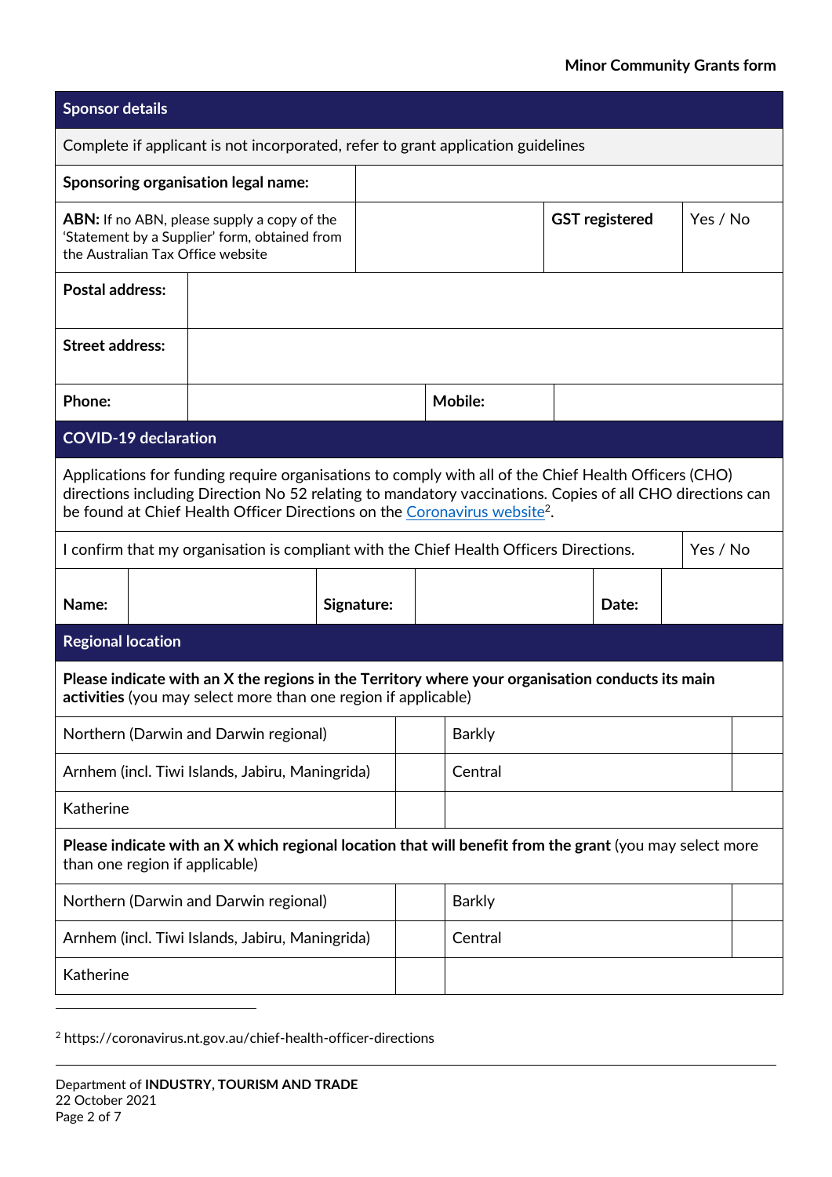## Sponsor details

Complete if applicant is not incorporated, refer to grant application guidelines

| | | | |
|---|---|---|---|
| **Sponsoring organisation legal name:** | | | |
| **ABN:** If no ABN, please supply a copy of the 'Statement by a Supplier' form, obtained from the Australian Tax Office website | | **GST registered** | Yes / No |
| **Postal address:** | | | |
| **Street address:** | | | |
| **Phone:** | | **Mobile:** | |

## COVID-19 declaration

Applications for funding require organisations to comply with all of the Chief Health Officers (CHO) directions including Direction No 52 relating to mandatory vaccinations. Copies of all CHO directions can be found at Chief Health Officer Directions on the Coronavirus website[2].

| | |
|---|---|
| I confirm that my organisation is compliant with the Chief Health Officers Directions. | Yes / No |

| | | | | | |
|---|---|---|---|---|---|
| **Name:** | | **Signature:** | | **Date:** | |

## Regional location

**Please indicate with an X the regions in the Territory where your organisation conducts its main activities** (you may select more than one region if applicable)

| | | | |
|---|---|---|---|
| Northern (Darwin and Darwin regional) | | Barkly | |
| Arnhem (incl. Tiwi Islands, Jabiru, Maningrida) | | Central | |
| Katherine | | | |

**Please indicate with an X which regional location that will benefit from the grant** (you may select more than one region if applicable)

| | | | |
|---|---|---|---|
| Northern (Darwin and Darwin regional) | | Barkly | |
| Arnhem (incl. Tiwi Islands, Jabiru, Maningrida) | | Central | |
| Katherine | | | |

[2] https://coronavirus.nt.gov.au/chief-health-officer-directions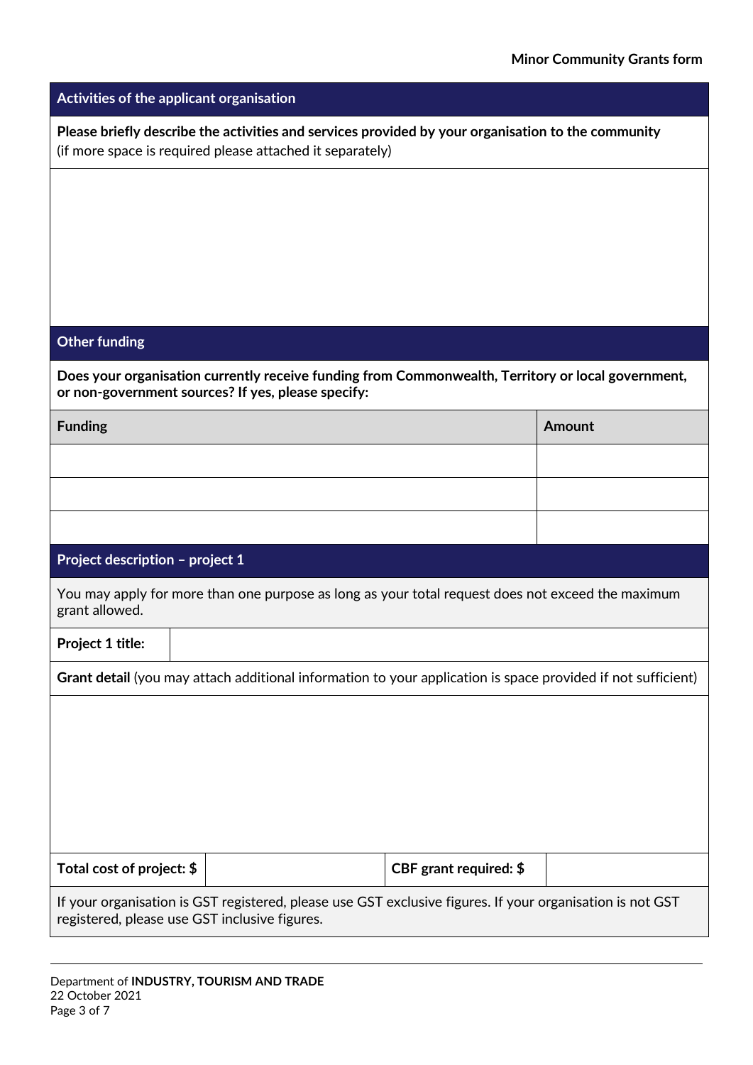## Activities of the applicant organisation

**Please briefly describe the activities and services provided by your organisation to the community** (if more space is required please attached it separately)

## Other funding

**Does your organisation currently receive funding from Commonwealth, Territory or local government, or non-government sources? If yes, please specify:**

| Funding | Amount |
|---|---|
| | |
| | |
| | |

## Project description – project 1

You may apply for more than one purpose as long as your total request does not exceed the maximum grant allowed.

| **Project 1 title:** | |
|---|---|

**Grant detail** (you may attach additional information to your application is space provided if not sufficient)

| **Total cost of project: $** | | **CBF grant required: $** | |
|---|---|---|---|

If your organisation is GST registered, please use GST exclusive figures. If your organisation is not GST registered, please use GST inclusive figures.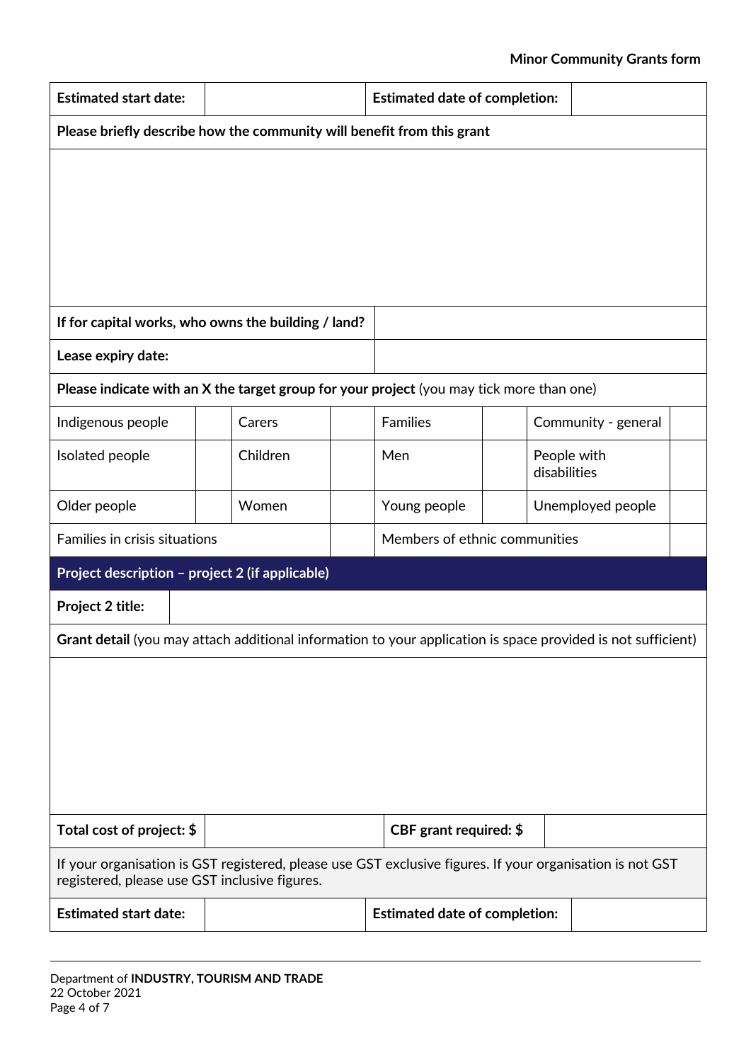| Estimated start date: | | Estimated date of completion: | |
|---|---|---|---|

| Please briefly describe how the community will benefit from this grant |
|---|
| |

| If for capital works, who owns the building / land? | |
|---|---|
| Lease expiry date: | |

**Please indicate with an X the target group for your project** (you may tick more than one)

| Indigenous people | | Carers | | Families | | Community - general | |
|---|---|---|---|---|---|---|---|
| Isolated people | | Children | | Men | | People with disabilities | |
| Older people | | Women | | Young people | | Unemployed people | |
| Families in crisis situations | | | | Members of ethnic communities | | | |

## Project description – project 2 (if applicable)

| Project 2 title: | |
|---|---|

| **Grant detail** (you may attach additional information to your application is space provided is not sufficient) |
|---|
| |

| Total cost of project: $ | | CBF grant required: $ | |
|---|---|---|---|

If your organisation is GST registered, please use GST exclusive figures. If your organisation is not GST registered, please use GST inclusive figures.

| Estimated start date: | | Estimated date of completion: | |
|---|---|---|---|

Department of **INDUSTRY, TOURISM AND TRADE**
22 October 2021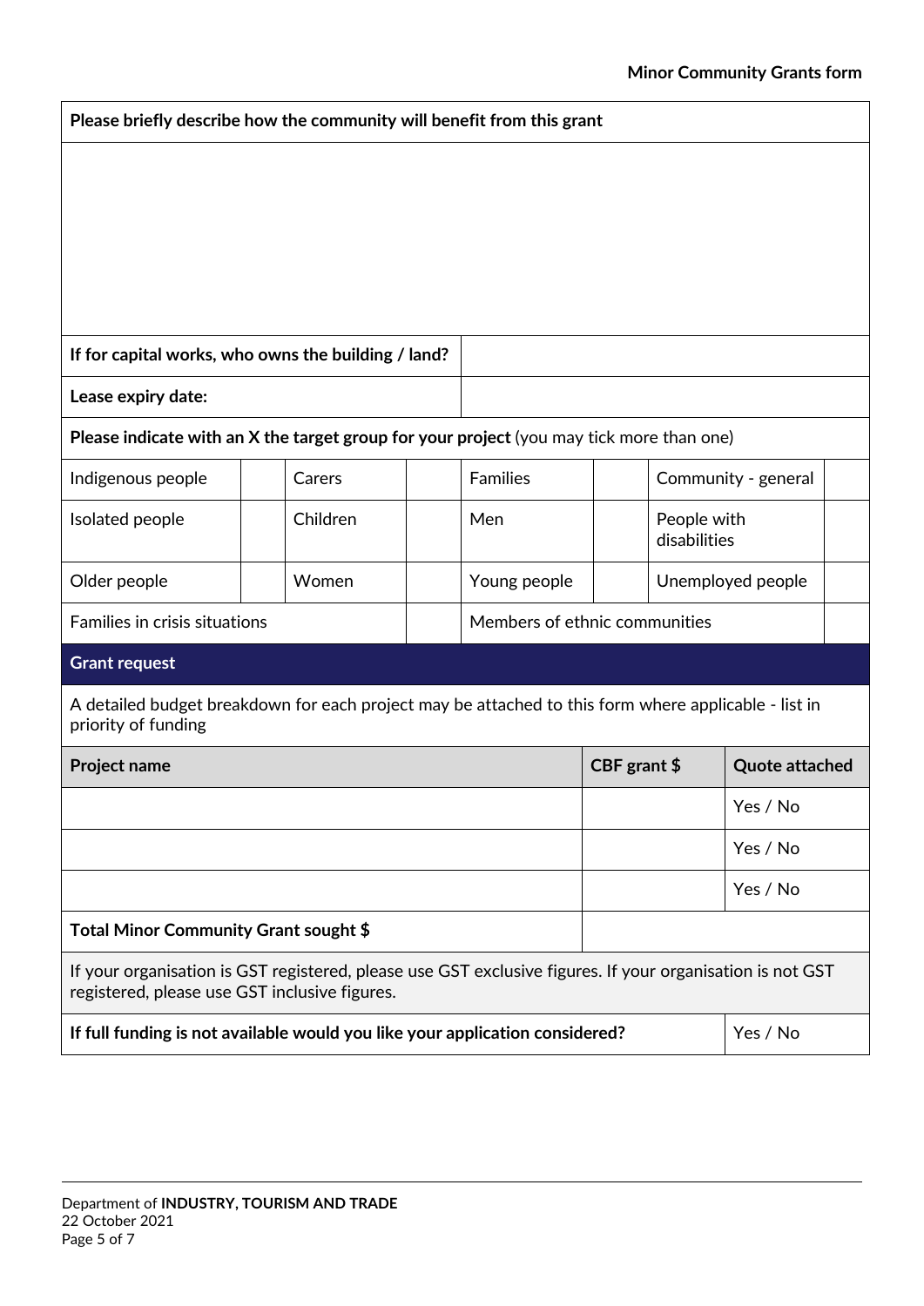| **Please briefly describe how the community will benefit from this grant** | |
|---|---|
| | |
| **If for capital works, who owns the building / land?** | |
| **Lease expiry date:** | |

**Please indicate with an X the target group for your project** (you may tick more than one)

| | | | | | | | |
|---|---|---|---|---|---|---|---|
| Indigenous people | | Carers | | Families | | Community - general | |
| Isolated people | | Children | | Men | | People with disabilities | |
| Older people | | Women | | Young people | | Unemployed people | |
| Families in crisis situations | | | | Members of ethnic communities | | | |

## Grant request

A detailed budget breakdown for each project may be attached to this form where applicable - list in priority of funding

| Project name | CBF grant $ | Quote attached |
|---|---|---|
| | | Yes / No |
| | | Yes / No |
| | | Yes / No |
| **Total Minor Community Grant sought $** | | |

If your organisation is GST registered, please use GST exclusive figures. If your organisation is not GST registered, please use GST inclusive figures.

| **If full funding is not available would you like your application considered?** | Yes / No |
|---|---|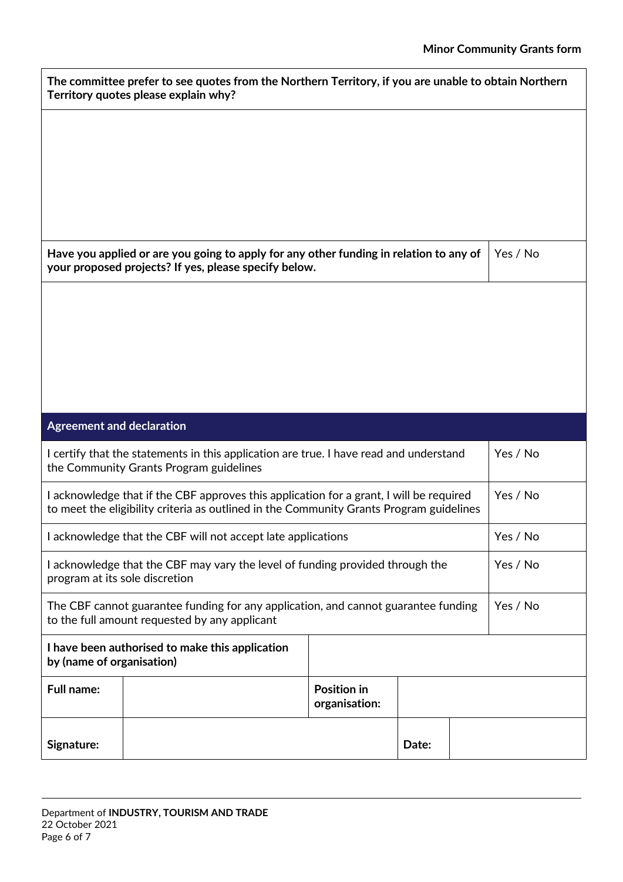| **The committee prefer to see quotes from the Northern Territory, if you are unable to obtain Northern Territory quotes please explain why?** | |
|---|---|
| | |
| **Have you applied or are you going to apply for any other funding in relation to any of your proposed projects? If yes, please specify below.** | Yes / No |
| | |

## Agreement and declaration

| | |
|---|---|
| I certify that the statements in this application are true. I have read and understand the Community Grants Program guidelines | Yes / No |
| I acknowledge that if the CBF approves this application for a grant, I will be required to meet the eligibility criteria as outlined in the Community Grants Program guidelines | Yes / No |
| I acknowledge that the CBF will not accept late applications | Yes / No |
| I acknowledge that the CBF may vary the level of funding provided through the program at its sole discretion | Yes / No |
| The CBF cannot guarantee funding for any application, and cannot guarantee funding to the full amount requested by any applicant | Yes / No |

| | | | | | |
|---|---|---|---|---|---|
| **I have been authorised to make this application by (name of organisation)** | | | | | |
| **Full name:** | | **Position in organisation:** | | | |
| **Signature:** | | | | **Date:** | |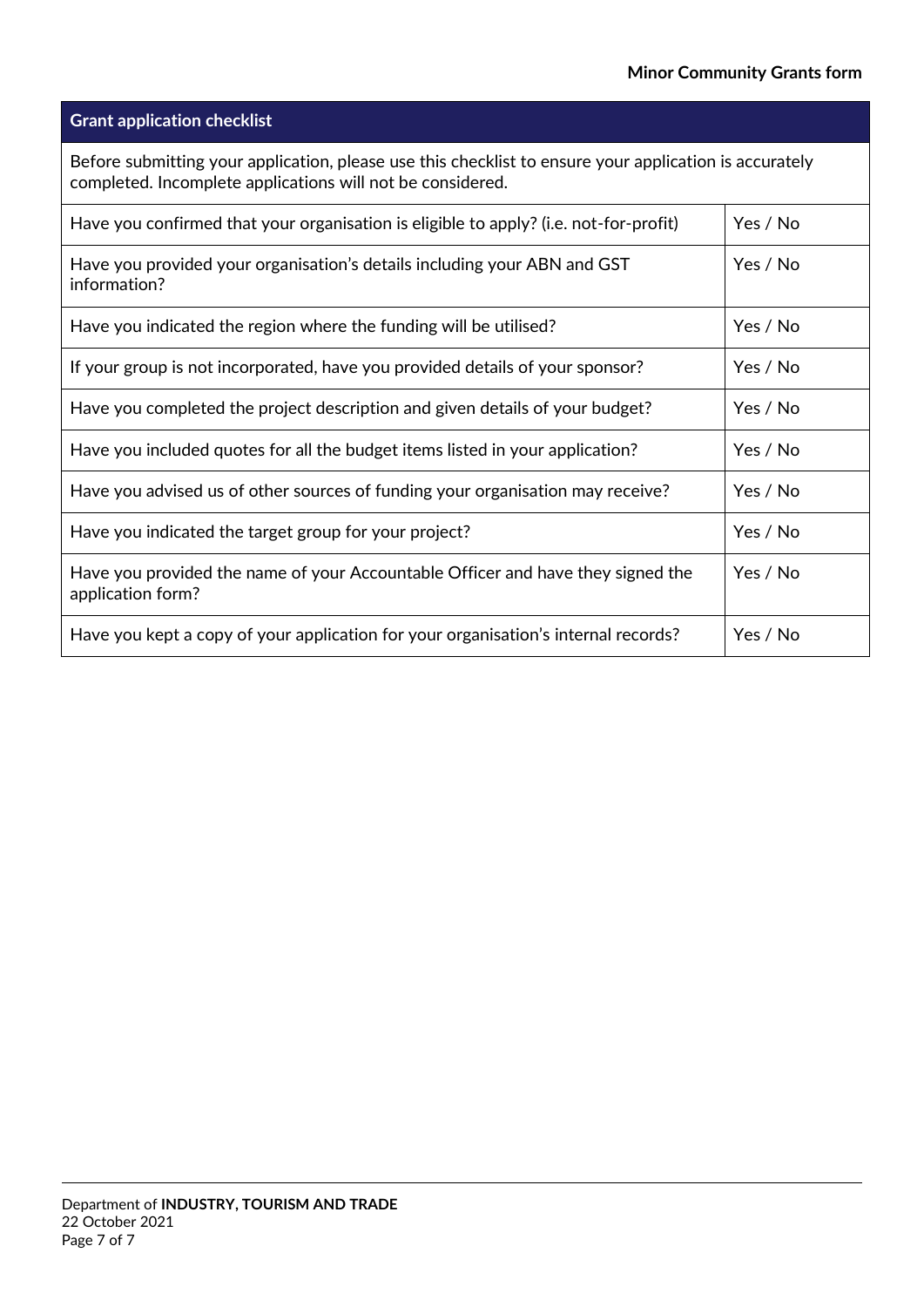| Grant application checklist | |
|---|---|
| Before submitting your application, please use this checklist to ensure your application is accurately completed. Incomplete applications will not be considered. | |
| Have you confirmed that your organisation is eligible to apply? (i.e. not-for-profit) | Yes / No |
| Have you provided your organisation's details including your ABN and GST information? | Yes / No |
| Have you indicated the region where the funding will be utilised? | Yes / No |
| If your group is not incorporated, have you provided details of your sponsor? | Yes / No |
| Have you completed the project description and given details of your budget? | Yes / No |
| Have you included quotes for all the budget items listed in your application? | Yes / No |
| Have you advised us of other sources of funding your organisation may receive? | Yes / No |
| Have you indicated the target group for your project? | Yes / No |
| Have you provided the name of your Accountable Officer and have they signed the application form? | Yes / No |
| Have you kept a copy of your application for your organisation's internal records? | Yes / No |